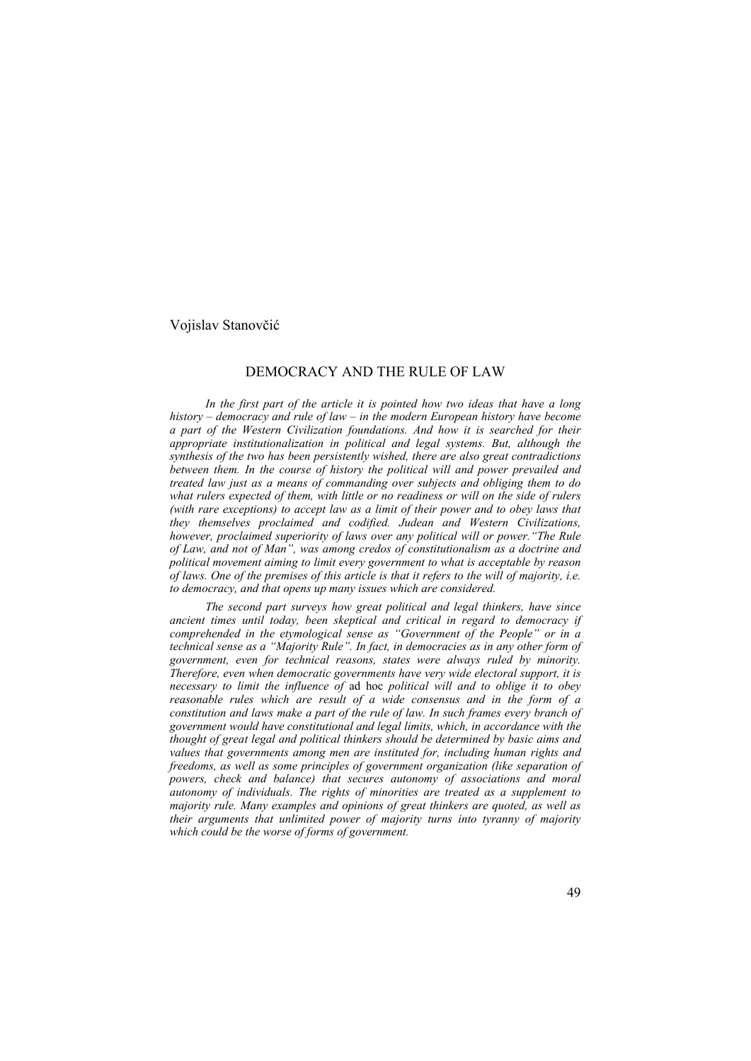Vojislav Stanovčić

# DEMOCRACY AND THE RULE OF LAW

*In the first part of the article it is pointed how two ideas that have a long history – democracy and rule of law – in the modern European history have become a part of the Western Civilization foundations. And how it is searched for their appropriate institutionalization in political and legal systems. But, although the synthesis of the two has been persistently wished, there are also great contradictions between them. In the course of history the political will and power prevailed and treated law just as a means of commanding over subjects and obliging them to do what rulers expected of them, with little or no readiness or will on the side of rulers (with rare exceptions) to accept law as a limit of their power and to obey laws that they themselves proclaimed and codified. Judean and Western Civilizations, however, proclaimed superiority of laws over any political will or power."The Rule of Law, and not of Man", was among credos of constitutionalism as a doctrine and political movement aiming to limit every government to what is acceptable by reason of laws. One of the premises of this article is that it refers to the will of majority, i.e. to democracy, and that opens up many issues which are considered.*

*The second part surveys how great political and legal thinkers, have since ancient times until today, been skeptical and critical in regard to democracy if comprehended in the etymological sense as "Government of the People" or in a technical sense as a "Majority Rule". In fact, in democracies as in any other form of government, even for technical reasons, states were always ruled by minority. Therefore, even when democratic governments have very wide electoral support, it is necessary to limit the influence of* ad hoc *political will and to oblige it to obey reasonable rules which are result of a wide consensus and in the form of a constitution and laws make a part of the rule of law. In such frames every branch of government would have constitutional and legal limits, which, in accordance with the thought of great legal and political thinkers should be determined by basic aims and values that governments among men are instituted for, including human rights and freedoms, as well as some principles of government organization (like separation of powers, check and balance) that secures autonomy of associations and moral autonomy of individuals. The rights of minorities are treated as a supplement to majority rule. Many examples and opinions of great thinkers are quoted, as well as their arguments that unlimited power of majority turns into tyranny of majority which could be the worse of forms of government.*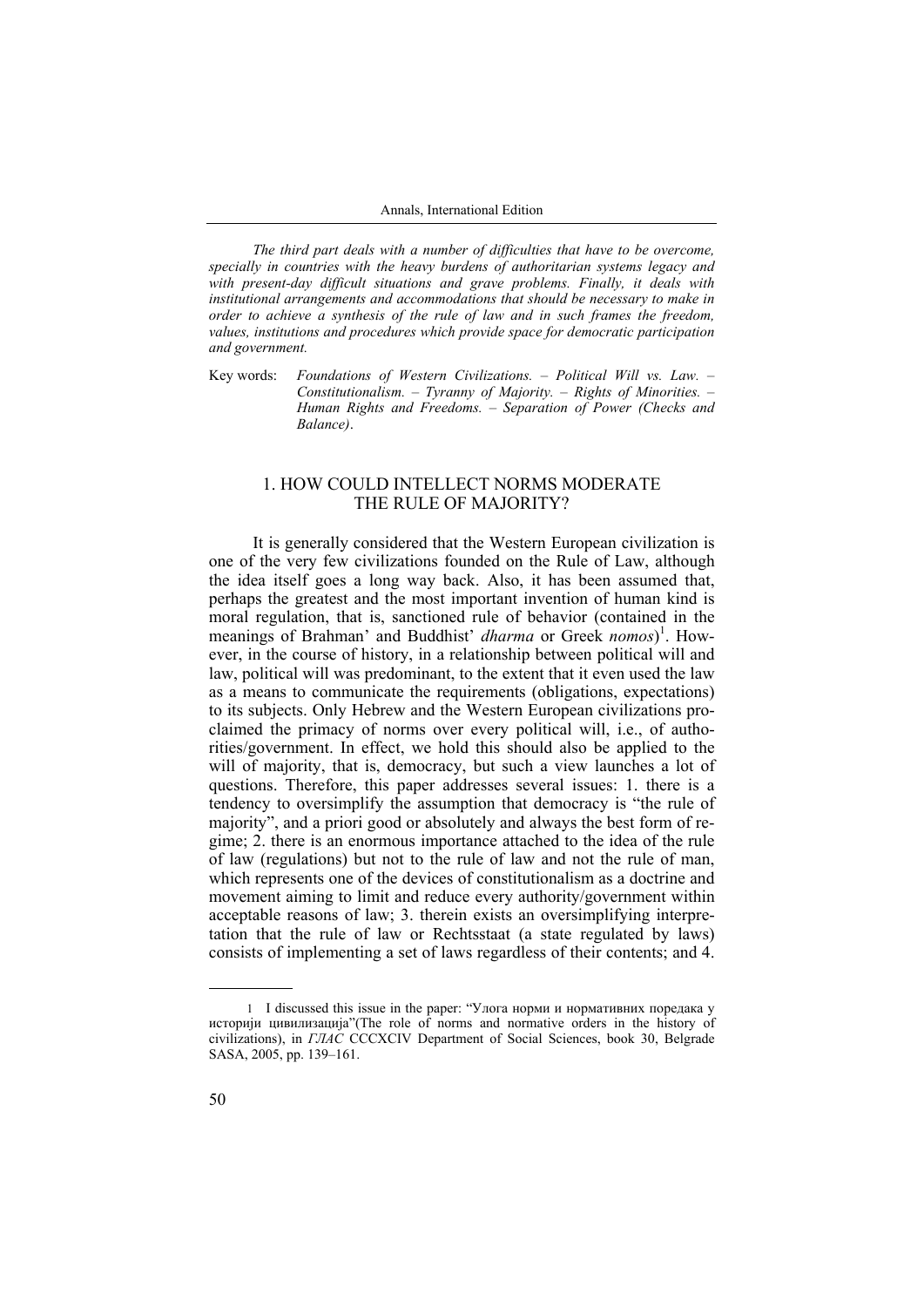*The third part deals with a number of difficulties that have to be overcome, specially in countries with the heavy burdens of authoritarian systems legacy and with present-day difficult situations and grave problems. Finally, it deals with institutional arrangements and accommodations that should be necessary to make in order to achieve a synthesis of the rule of law and in such frames the freedom, values, institutions and procedures which provide space for democratic participation and government.*

Key words: *Foundations of Western Civilizations. – Political Will vs. Law. – Constitutionalism. – Tyranny of Majority. – Rights of Minorities. – Human Rights and Freedoms. – Separation of Power (Checks and Balance)*.

## 1. HOW COULD INTELLECT NORMS MODERATE THE RULE OF MAJORITY?

It is generally considered that the Western European civilization is one of the very few civilizations founded on the Rule of Law, although the idea itself goes a long way back. Also, it has been assumed that, perhaps the greatest and the most important invention of human kind is moral regulation, that is, sanctioned rule of behavior (contained in the meanings of Brahman' and Buddhist' *dharma* or Greek *nomos*)[1]. However, in the course of history, in a relationship between political will and law, political will was predominant, to the extent that it even used the law as a means to communicate the requirements (obligations, expectations) to its subjects. Only Hebrew and the Western European civilizations proclaimed the primacy of norms over every political will, i.e., of authorities/government. In effect, we hold this should also be applied to the will of majority, that is, democracy, but such a view launches a lot of questions. Therefore, this paper addresses several issues: 1. there is a tendency to oversimplify the assumption that democracy is "the rule of majority", and a priori good or absolutely and always the best form of regime; 2. there is an enormous importance attached to the idea of the rule of law (regulations) but not to the rule of law and not the rule of man, which represents one of the devices of constitutionalism as a doctrine and movement aiming to limit and reduce every authority/government within acceptable reasons of law; 3. therein exists an oversimplifying interpretation that the rule of law or Rechtsstaat (a state regulated by laws) consists of implementing a set of laws regardless of their contents; and 4.

---

1 I discussed this issue in the paper: "Улога норми и нормативних поредака у историји цивилизација"(The role of norms and normative orders in the history of civilizations), in *ГЛАС* CCCXCIV Department of Social Sciences, book 30, Belgrade SASA, 2005, pp. 139–161.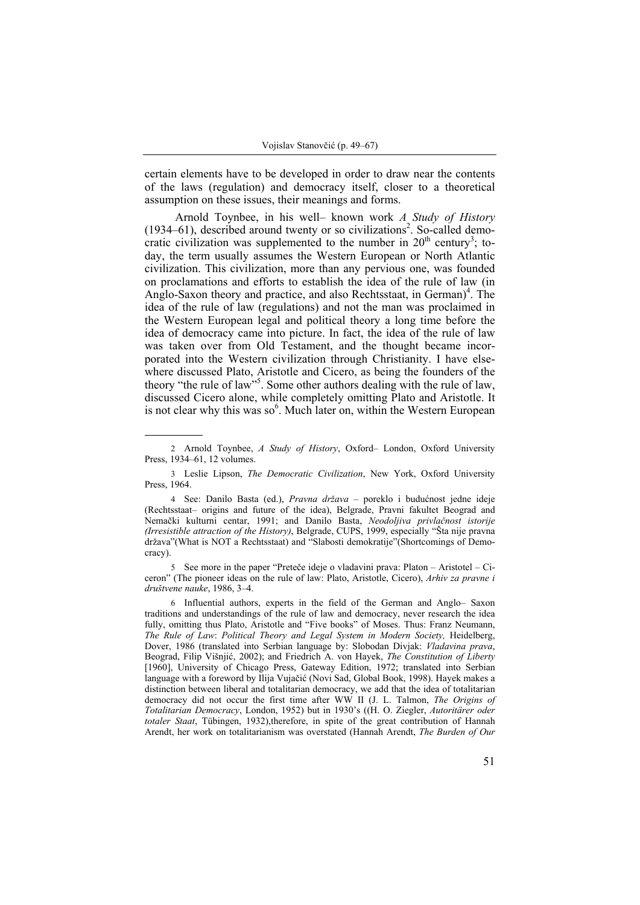certain elements have to be developed in order to draw near the contents of the laws (regulation) and democracy itself, closer to a theoretical assumption on these issues, their meanings and forms.

Arnold Toynbee, in his well– known work *A Study of History* (1934–61), described around twenty or so civilizations[2]. So-called democratic civilization was supplemented to the number in $20^{th}$ century[3]; today, the term usually assumes the Western European or North Atlantic civilization. This civilization, more than any pervious one, was founded on proclamations and efforts to establish the idea of the rule of law (in Anglo-Saxon theory and practice, and also Rechtsstaat, in German)[4]. The idea of the rule of law (regulations) and not the man was proclaimed in the Western European legal and political theory a long time before the idea of democracy came into picture. In fact, the idea of the rule of law was taken over from Old Testament, and the thought became incorporated into the Western civilization through Christianity. I have elsewhere discussed Plato, Aristotle and Cicero, as being the founders of the theory "the rule of law"[5]. Some other authors dealing with the rule of law, discussed Cicero alone, while completely omitting Plato and Aristotle. It is not clear why this was so[6]. Much later on, within the Western European

---

2 Arnold Toynbee, *A Study of History*, Oxford– London, Oxford University Press, 1934–61, 12 volumes.

3 Leslie Lipson, *The Democratic Civilization*, New York, Oxford University Press, 1964.

4 See: Danilo Basta (ed.), *Pravna država* – poreklo i budućnost jedne ideje (Rechtsstaat– origins and future of the idea), Belgrade, Pravni fakultet Beograd and Nemački kulturni centar, 1991; and Danilo Basta, *Neodoljiva privlačnost istorije (Irresistible attraction of the History)*, Belgrade, CUPS, 1999, especially "Šta nije pravna država"(What is NOT a Rechtsstaat) and "Slabosti demokratije"(Shortcomings of Democracy).

5 See more in the paper "Preteče ideje o vladavini prava: Platon – Aristotel – Ciceron" (The pioneer ideas on the rule of law: Plato, Aristotle, Cicero), *Arhiv za pravne i društvene nauke*, 1986, 3–4.

6 Influential authors, experts in the field of the German and Anglo– Saxon traditions and understandings of the rule of law and democracy, never research the idea fully, omitting thus Plato, Aristotle and "Five books" of Moses. Thus: Franz Neumann, *The Rule of Law*: *Political Theory and Legal System in Modern Society,* Heidelberg, Dover, 1986 (translated into Serbian language by: Slobodan Divjak: *Vladavina prava*, Beograd, Filip Višnjić, 2002); and Friedrich A. von Hayek, *The Constitution of Liberty* [1960], University of Chicago Press, Gateway Edition, 1972; translated into Serbian language with a foreword by Ilija Vujačić (Novi Sad, Global Book, 1998). Hayek makes a distinction between liberal and totalitarian democracy, we add that the idea of totalitarian democracy did not occur the first time after WW II (J. L. Talmon, *The Origins of Totalitarian Democracy*, London, 1952) but in 1930's ((H. O. Ziegler, *Autoritärer oder totaler Staat*, Tübingen, 1932),therefore, in spite of the great contribution of Hannah Arendt, her work on totalitarianism was overstated (Hannah Arendt, *The Burden of Our*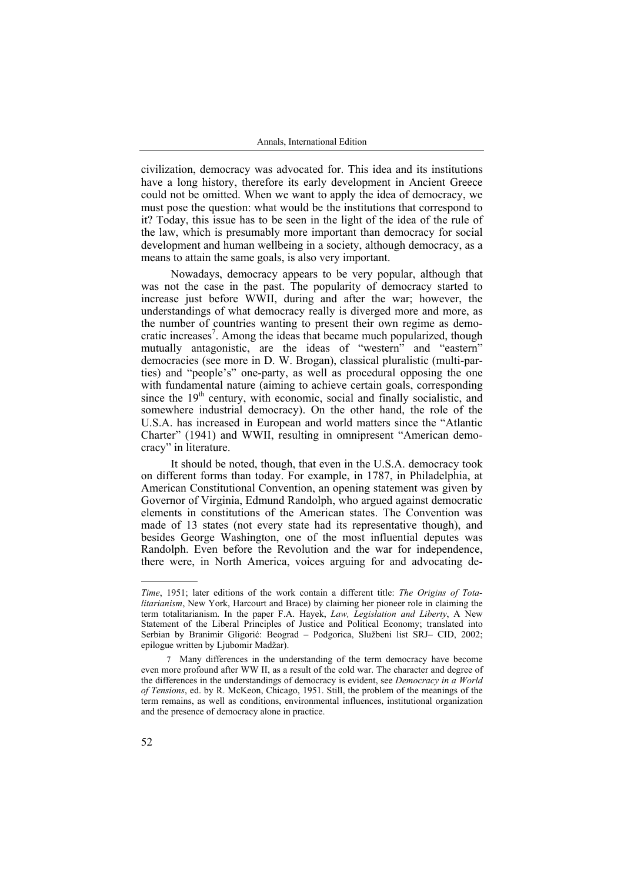civilization, democracy was advocated for. This idea and its institutions have a long history, therefore its early development in Ancient Greece could not be omitted. When we want to apply the idea of democracy, we must pose the question: what would be the institutions that correspond to it? Today, this issue has to be seen in the light of the idea of the rule of the law, which is presumably more important than democracy for social development and human wellbeing in a society, although democracy, as a means to attain the same goals, is also very important.

Nowadays, democracy appears to be very popular, although that was not the case in the past. The popularity of democracy started to increase just before WWII, during and after the war; however, the understandings of what democracy really is diverged more and more, as the number of countries wanting to present their own regime as democratic increases[7]. Among the ideas that became much popularized, though mutually antagonistic, are the ideas of "western" and "eastern" democracies (see more in D. W. Brogan), classical pluralistic (multi-parties) and "people's" one-party, as well as procedural opposing the one with fundamental nature (aiming to achieve certain goals, corresponding since the $19^{th}$ century, with economic, social and finally socialistic, and somewhere industrial democracy). On the other hand, the role of the U.S.A. has increased in European and world matters since the "Atlantic Charter" (1941) and WWII, resulting in omnipresent "American democracy" in literature.

It should be noted, though, that even in the U.S.A. democracy took on different forms than today. For example, in 1787, in Philadelphia, at American Constitutional Convention, an opening statement was given by Governor of Virginia, Edmund Randolph, who argued against democratic elements in constitutions of the American states. The Convention was made of 13 states (not every state had its representative though), and besides George Washington, one of the most influential deputes was Randolph. Even before the Revolution and the war for independence, there were, in North America, voices arguing for and advocating de-

---

*Time*, 1951; later editions of the work contain a different title: *The Origins of Totalitarianism*, New York, Harcourt and Brace) by claiming her pioneer role in claiming the term totalitarianism. In the paper F.A. Hayek, *Law, Legislation and Liberty*, A New Statement of the Liberal Principles of Justice and Political Economy; translated into Serbian by Branimir Gligorić: Beograd – Podgorica, Službeni list SRJ– CID, 2002; epilogue written by Ljubomir Madžar).

7 Many differences in the understanding of the term democracy have become even more profound after WW II, as a result of the cold war. The character and degree of the differences in the understandings of democracy is evident, see *Democracy in a World of Tensions*, ed. by R. McKeon, Chicago, 1951. Still, the problem of the meanings of the term remains, as well as conditions, environmental influences, institutional organization and the presence of democracy alone in practice.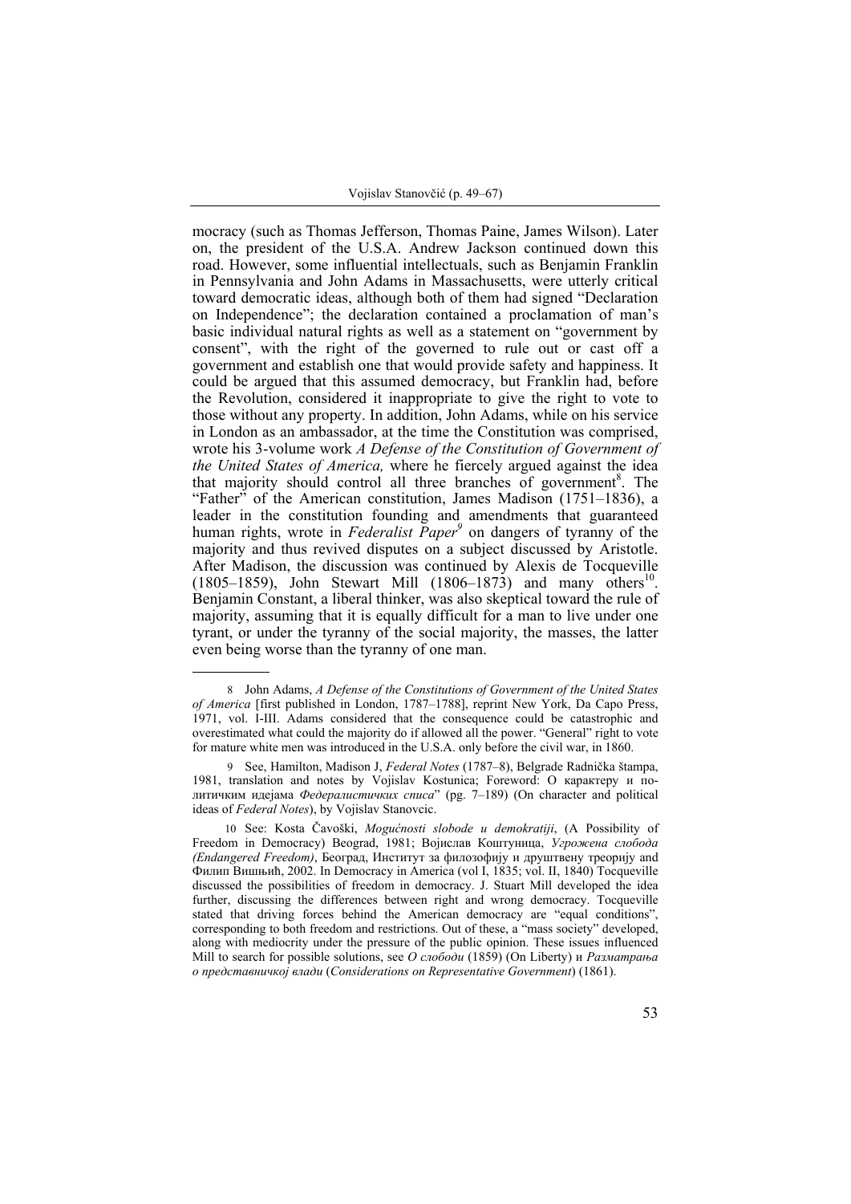mocracy (such as Thomas Jefferson, Thomas Paine, James Wilson). Later on, the president of the U.S.A. Andrew Jackson continued down this road. However, some influential intellectuals, such as Benjamin Franklin in Pennsylvania and John Adams in Massachusetts, were utterly critical toward democratic ideas, although both of them had signed "Declaration on Independence"; the declaration contained a proclamation of man's basic individual natural rights as well as a statement on "government by consent", with the right of the governed to rule out or cast off a government and establish one that would provide safety and happiness. It could be argued that this assumed democracy, but Franklin had, before the Revolution, considered it inappropriate to give the right to vote to those without any property. In addition, John Adams, while on his service in London as an ambassador, at the time the Constitution was comprised, wrote his 3-volume work *A Defense of the Constitution of Government of the United States of America,* where he fiercely argued against the idea that majority should control all three branches of government[8]. The "Father" of the American constitution, James Madison (1751–1836), a leader in the constitution founding and amendments that guaranteed human rights, wrote in *Federalist Paper*[9] on dangers of tyranny of the majority and thus revived disputes on a subject discussed by Aristotle. After Madison, the discussion was continued by Alexis de Tocqueville (1805–1859), John Stewart Mill (1806–1873) and many others[10]. Benjamin Constant, a liberal thinker, was also skeptical toward the rule of majority, assuming that it is equally difficult for a man to live under one tyrant, or under the tyranny of the social majority, the masses, the latter even being worse than the tyranny of one man.

---

8 John Adams, *A Defense of the Constitutions of Government of the United States of America* [first published in London, 1787–1788], reprint New York, Da Capo Press, 1971, vol. I-III. Adams considered that the consequence could be catastrophic and overestimated what could the majority do if allowed all the power. "General" right to vote for mature white men was introduced in the U.S.A. only before the civil war, in 1860.

9 See, Hamilton, Madison J, *Federal Notes* (1787–8), Belgrade Radnička štampa, 1981, translation and notes by Vojislav Kostunica; Foreword: О карактеру и политичким идејама *Федералистичких списа*" (pg. 7–189) (On character and political ideas of *Federal Notes*), by Vojislav Stanovcic.

10 See: Kosta Čavoški, *Mogućnosti slobode u demokratiji*, (A Possibility of Freedom in Democracy) Beograd, 1981; Војислав Коштуница, *Угрожена слобода (Endangered Freedom)*, Београд, Институт за филозофију и друштвену треорију and Филип Вишњић, 2002. In Democracy in America (vol I, 1835; vol. II, 1840) Tocqueville discussed the possibilities of freedom in democracy. J. Stuart Mill developed the idea further, discussing the differences between right and wrong democracy. Tocqueville stated that driving forces behind the American democracy are "equal conditions", corresponding to both freedom and restrictions. Out of these, a "mass society" developed, along with mediocrity under the pressure of the public opinion. These issues influenced Mill to search for possible solutions, see *О слободи* (1859) (On Liberty) и *Разматрања о представничкој влади* (*Considerations on Representative Government*) (1861).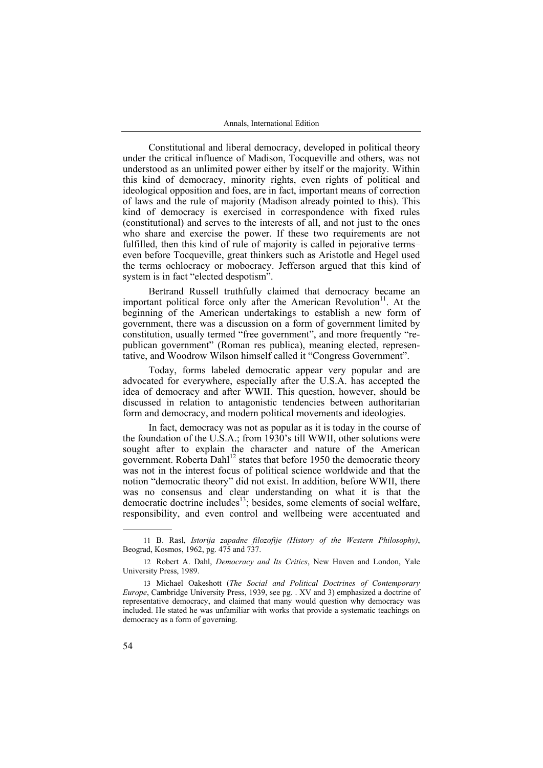Constitutional and liberal democracy, developed in political theory under the critical influence of Madison, Tocqueville and others, was not understood as an unlimited power either by itself or the majority. Within this kind of democracy, minority rights, even rights of political and ideological opposition and foes, are in fact, important means of correction of laws and the rule of majority (Madison already pointed to this). This kind of democracy is exercised in correspondence with fixed rules (constitutional) and serves to the interests of all, and not just to the ones who share and exercise the power. If these two requirements are not fulfilled, then this kind of rule of majority is called in pejorative terms– even before Tocqueville, great thinkers such as Aristotle and Hegel used the terms ochlocracy or mobocracy. Jefferson argued that this kind of system is in fact "elected despotism".

Bertrand Russell truthfully claimed that democracy became an important political force only after the American Revolution[11]. At the beginning of the American undertakings to establish a new form of government, there was a discussion on a form of government limited by constitution, usually termed "free government", and more frequently "republican government" (Roman res publica), meaning elected, representative, and Woodrow Wilson himself called it "Congress Government".

Today, forms labeled democratic appear very popular and are advocated for everywhere, especially after the U.S.A. has accepted the idea of democracy and after WWII. This question, however, should be discussed in relation to antagonistic tendencies between authoritarian form and democracy, and modern political movements and ideologies.

In fact, democracy was not as popular as it is today in the course of the foundation of the U.S.A.; from 1930's till WWII, other solutions were sought after to explain the character and nature of the American government. Roberta Dahl[12] states that before 1950 the democratic theory was not in the interest focus of political science worldwide and that the notion "democratic theory" did not exist. In addition, before WWII, there was no consensus and clear understanding on what it is that the democratic doctrine includes[13]; besides, some elements of social welfare, responsibility, and even control and wellbeing were accentuated and

---

11 B. Rasl, *Istorija zapadne filozofije (History of the Western Philosophy)*, Beograd, Kosmos, 1962, pg. 475 and 737.

12 Robert A. Dahl, *Democracy and Its Critics*, New Haven and London, Yale University Press, 1989.

13 Michael Oakeshott (*The Social and Political Doctrines of Contemporary Europe*, Cambridge University Press, 1939, see pg. . XV and 3) emphasized a doctrine of representative democracy, and claimed that many would question why democracy was included. He stated he was unfamiliar with works that provide a systematic teachings on democracy as a form of governing.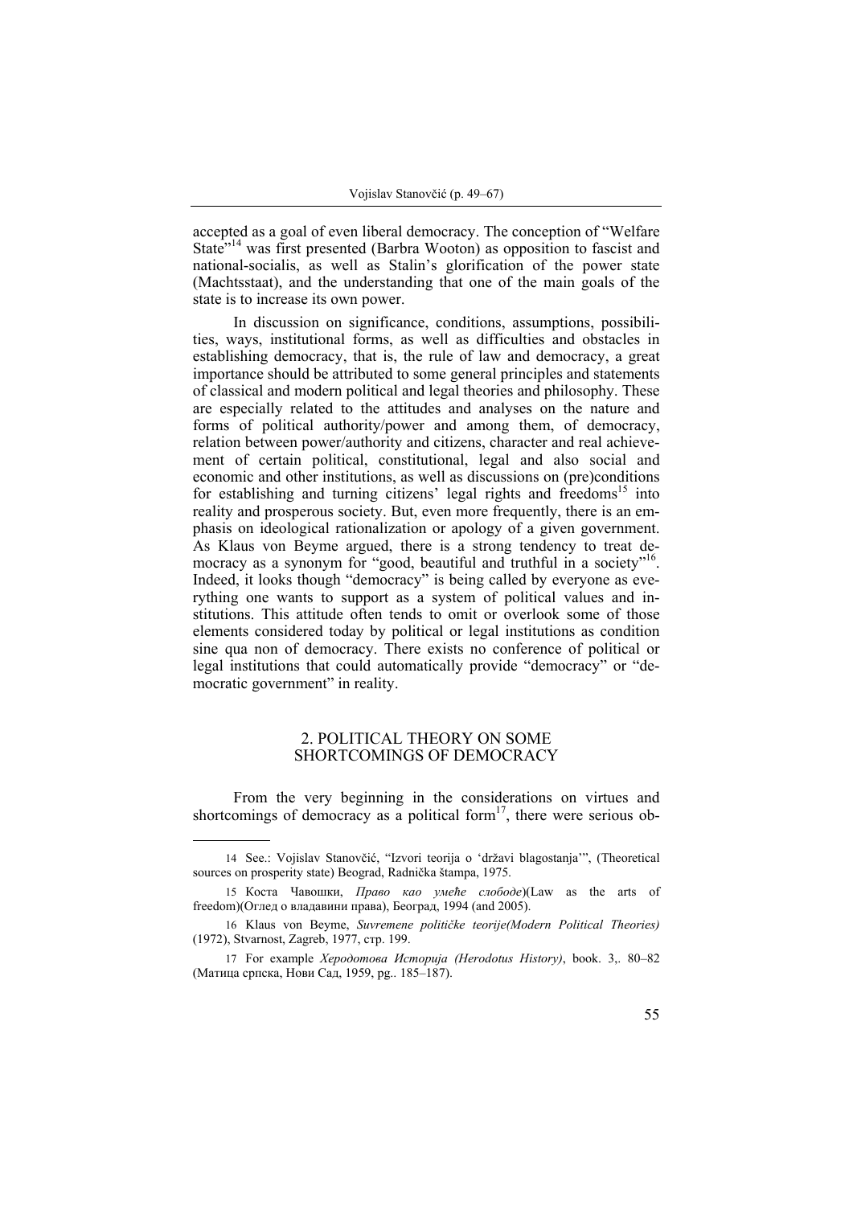accepted as a goal of even liberal democracy. The conception of "Welfare State"[14] was first presented (Barbra Wooton) as opposition to fascist and national-socialis, as well as Stalin's glorification of the power state (Machtsstaat), and the understanding that one of the main goals of the state is to increase its own power.

In discussion on significance, conditions, assumptions, possibilities, ways, institutional forms, as well as difficulties and obstacles in establishing democracy, that is, the rule of law and democracy, a great importance should be attributed to some general principles and statements of classical and modern political and legal theories and philosophy. These are especially related to the attitudes and analyses on the nature and forms of political authority/power and among them, of democracy, relation between power/authority and citizens, character and real achievement of certain political, constitutional, legal and also social and economic and other institutions, as well as discussions on (pre)conditions for establishing and turning citizens' legal rights and freedoms[15] into reality and prosperous society. But, even more frequently, there is an emphasis on ideological rationalization or apology of a given government. As Klaus von Beyme argued, there is a strong tendency to treat democracy as a synonym for "good, beautiful and truthful in a society"[16]. Indeed, it looks though "democracy" is being called by everyone as everything one wants to support as a system of political values and institutions. This attitude often tends to omit or overlook some of those elements considered today by political or legal institutions as condition sine qua non of democracy. There exists no conference of political or legal institutions that could automatically provide "democracy" or "democratic government" in reality.

## 2. POLITICAL THEORY ON SOME SHORTCOMINGS OF DEMOCRACY

From the very beginning in the considerations on virtues and shortcomings of democracy as a political form[17], there were serious ob-

---

14 See.: Vojislav Stanovčić, "Izvori teorija o 'državi blagostanja'", (Theoretical sources on prosperity state) Beograd, Radnička štampa, 1975.

15 Коста Чавошки, *Право као умеће слободе*)(Law as the arts of freedom)(Оглед о владавини права), Београд, 1994 (and 2005).

16 Klaus von Beyme, *Suvremene političke teorije(Modern Political Theories)* (1972), Stvarnost, Zagreb, 1977, стр. 199.

17 For example *Херодотова Историја (Herodotus History)*, book. 3,. 80–82 (Матица српска, Нови Сад, 1959, pg.. 185–187).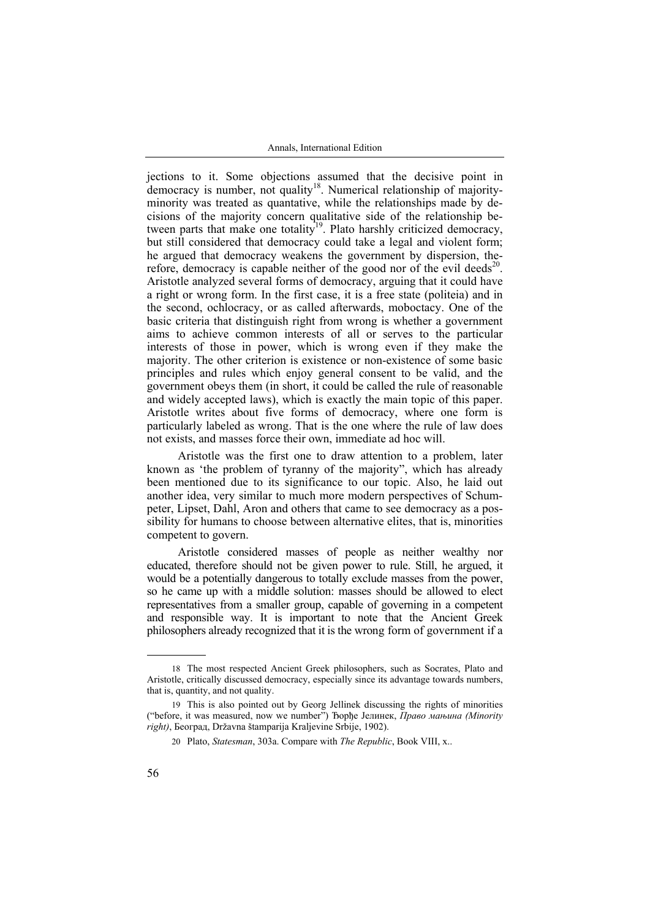jections to it. Some objections assumed that the decisive point in democracy is number, not quality[18]. Numerical relationship of majority-minority was treated as quantative, while the relationships made by decisions of the majority concern qualitative side of the relationship between parts that make one totality[19]. Plato harshly criticized democracy, but still considered that democracy could take a legal and violent form; he argued that democracy weakens the government by dispersion, therefore, democracy is capable neither of the good nor of the evil deeds[20]. Aristotle analyzed several forms of democracy, arguing that it could have a right or wrong form. In the first case, it is a free state (politeia) and in the second, ochlocracy, or as called afterwards, moboctacy. One of the basic criteria that distinguish right from wrong is whether a government aims to achieve common interests of all or serves to the particular interests of those in power, which is wrong even if they make the majority. The other criterion is existence or non-existence of some basic principles and rules which enjoy general consent to be valid, and the government obeys them (in short, it could be called the rule of reasonable and widely accepted laws), which is exactly the main topic of this paper. Aristotle writes about five forms of democracy, where one form is particularly labeled as wrong. That is the one where the rule of law does not exists, and masses force their own, immediate ad hoc will.

Aristotle was the first one to draw attention to a problem, later known as 'the problem of tyranny of the majority", which has already been mentioned due to its significance to our topic. Also, he laid out another idea, very similar to much more modern perspectives of Schumpeter, Lipset, Dahl, Aron and others that came to see democracy as a possibility for humans to choose between alternative elites, that is, minorities competent to govern.

Aristotle considered masses of people as neither wealthy nor educated, therefore should not be given power to rule. Still, he argued, it would be a potentially dangerous to totally exclude masses from the power, so he came up with a middle solution: masses should be allowed to elect representatives from a smaller group, capable of governing in a competent and responsible way. It is important to note that the Ancient Greek philosophers already recognized that it is the wrong form of government if a

---

18 The most respected Ancient Greek philosophers, such as Socrates, Plato and Aristotle, critically discussed democracy, especially since its advantage towards numbers, that is, quantity, and not quality.

19 This is also pointed out by Georg Jellinek discussing the rights of minorities ("before, it was measured, now we number") Ђорђе Јелинек, *Право мањина (Minority right)*, Београд, Državna štamparija Kraljevine Srbije, 1902).

20 Plato, *Statesman*, 303a. Compare with *The Republic*, Book VIII, x..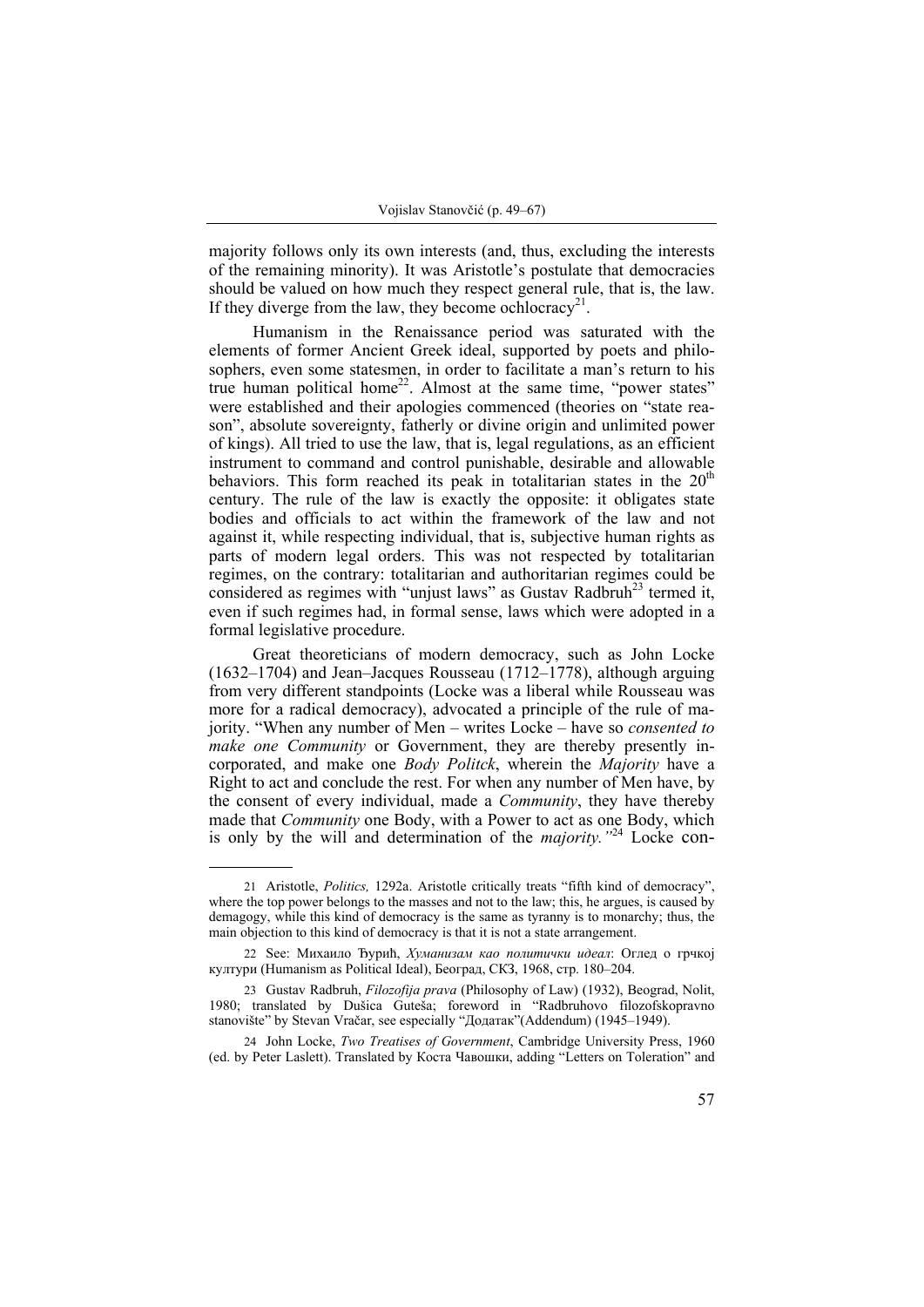majority follows only its own interests (and, thus, excluding the interests of the remaining minority). It was Aristotle's postulate that democracies should be valued on how much they respect general rule, that is, the law. If they diverge from the law, they become ochlocracy[21].

Humanism in the Renaissance period was saturated with the elements of former Ancient Greek ideal, supported by poets and philosophers, even some statesmen, in order to facilitate a man's return to his true human political home[22]. Almost at the same time, "power states" were established and their apologies commenced (theories on "state reason", absolute sovereignty, fatherly or divine origin and unlimited power of kings). All tried to use the law, that is, legal regulations, as an efficient instrument to command and control punishable, desirable and allowable behaviors. This form reached its peak in totalitarian states in the 20th century. The rule of the law is exactly the opposite: it obligates state bodies and officials to act within the framework of the law and not against it, while respecting individual, that is, subjective human rights as parts of modern legal orders. This was not respected by totalitarian regimes, on the contrary: totalitarian and authoritarian regimes could be considered as regimes with "unjust laws" as Gustav Radbruh[23] termed it, even if such regimes had, in formal sense, laws which were adopted in a formal legislative procedure.

Great theoreticians of modern democracy, such as John Locke (1632–1704) and Jean–Jacques Rousseau (1712–1778), although arguing from very different standpoints (Locke was a liberal while Rousseau was more for a radical democracy), advocated a principle of the rule of majority. "When any number of Men – writes Locke – have so *consented to make one Community* or Government, they are thereby presently incorporated, and make one *Body Politck*, wherein the *Majority* have a Right to act and conclude the rest. For when any number of Men have, by the consent of every individual, made a *Community*, they have thereby made that *Community* one Body, with a Power to act as one Body, which is only by the will and determination of the *majority.*"[24] Locke con-

---

21 Aristotle, *Politics,* 1292a. Aristotle critically treats "fifth kind of democracy", where the top power belongs to the masses and not to the law; this, he argues, is caused by demagogy, while this kind of democracy is the same as tyranny is to monarchy; thus, the main objection to this kind of democracy is that it is not a state arrangement.

22 See: Михаило Ђурић, *Хуманизам као политички идеал*: Оглед о грчкој култури (Humanism as Political Ideal), Београд, СКЗ, 1968, стр. 180–204.

23 Gustav Radbruh, *Filozofija prava* (Philosophy of Law) (1932), Beograd, Nolit, 1980; translated by Dušica Guteša; foreword in "Radbruhovo filozofskopravno stanovište" by Stevan Vračar, see especially "Додатак"(Addendum) (1945–1949).

24 John Locke, *Two Treatises of Government*, Cambridge University Press, 1960 (ed. by Peter Laslett). Translated by Коста Чавошки, adding "Letters on Toleration" and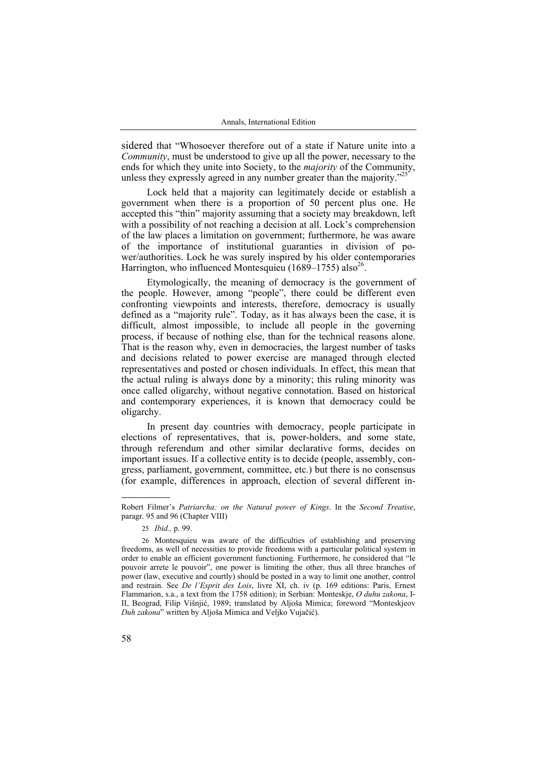sidered that "Whosoever therefore out of a state if Nature unite into a *Community*, must be understood to give up all the power, necessary to the ends for which they unite into Society, to the *majority* of the Community, unless they expressly agreed in any number greater than the majority."[25]

Lock held that a majority can legitimately decide or establish a government when there is a proportion of 50 percent plus one. He accepted this "thin" majority assuming that a society may breakdown, left with a possibility of not reaching a decision at all. Lock's comprehension of the law places a limitation on government; furthermore, he was aware of the importance of institutional guaranties in division of power/authorities. Lock he was surely inspired by his older contemporaries Harrington, who influenced Montesquieu (1689–1755) also[26].

Etymologically, the meaning of democracy is the government of the people. However, among "people", there could be different even confronting viewpoints and interests, therefore, democracy is usually defined as a "majority rule". Today, as it has always been the case, it is difficult, almost impossible, to include all people in the governing process, if because of nothing else, than for the technical reasons alone. That is the reason why, even in democracies, the largest number of tasks and decisions related to power exercise are managed through elected representatives and posted or chosen individuals. In effect, this mean that the actual ruling is always done by a minority; this ruling minority was once called oligarchy, without negative connotation. Based on historical and contemporary experiences, it is known that democracy could be oligarchy.

In present day countries with democracy, people participate in elections of representatives, that is, power-holders, and some state, through referendum and other similar declarative forms, decides on important issues. If a collective entity is to decide (people, assembly, congress, parliament, government, committee, etc.) but there is no consensus (for example, differences in approach, election of several different in-

---

Robert Filmer's *Patriarcha: on the Natural power of Kings*. In the *Second Treatise*, paragr. 95 and 96 (Chapter VIII)

25 *Ibid.,* p. 99.

26 Montesquieu was aware of the difficulties of establishing and preserving freedoms, as well of necessities to provide freedoms with a particular political system in order to enable an efficient government functioning. Furthermore, he considered that "le pouvoir arrete le pouvoir", one power is limiting the other, thus all three branches of power (law, executive and courtly) should be posted in a way to limit one another, control and restrain. See *De l'Esprit des Lois*, livre XI, ch. iv (p. 169 editions: Paris, Ernest Flammarion, s.a., a text from the 1758 edition); in Serbian: Monteskje, *O duhu zakona*, I-II, Beograd, Filip Višnjić, 1989; translated by Aljoša Mimica; foreword "Monteskjeov *Duh zakona*" written by Aljoša Mimica and Veljko Vujačić).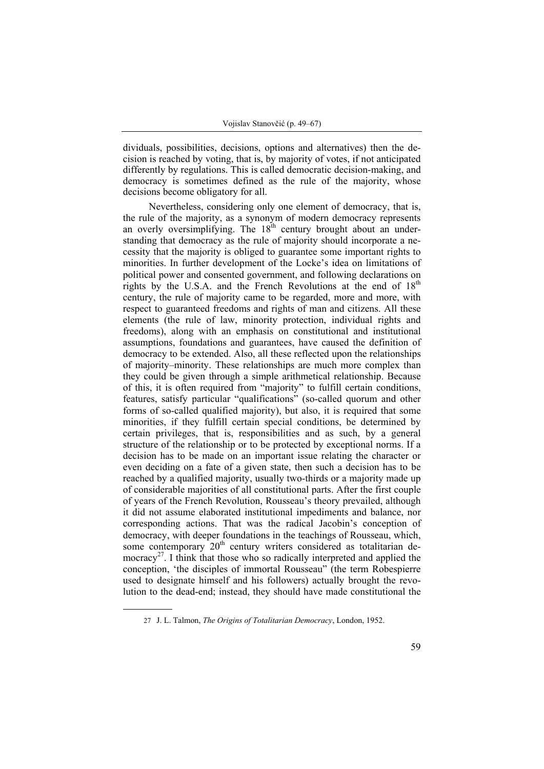dividuals, possibilities, decisions, options and alternatives) then the decision is reached by voting, that is, by majority of votes, if not anticipated differently by regulations. This is called democratic decision-making, and democracy is sometimes defined as the rule of the majority, whose decisions become obligatory for all.

Nevertheless, considering only one element of democracy, that is, the rule of the majority, as a synonym of modern democracy represents an overly oversimplifying. The 18th century brought about an understanding that democracy as the rule of majority should incorporate a necessity that the majority is obliged to guarantee some important rights to minorities. In further development of the Locke's idea on limitations of political power and consented government, and following declarations on rights by the U.S.A. and the French Revolutions at the end of 18th century, the rule of majority came to be regarded, more and more, with respect to guaranteed freedoms and rights of man and citizens. All these elements (the rule of law, minority protection, individual rights and freedoms), along with an emphasis on constitutional and institutional assumptions, foundations and guarantees, have caused the definition of democracy to be extended. Also, all these reflected upon the relationships of majority–minority. These relationships are much more complex than they could be given through a simple arithmetical relationship. Because of this, it is often required from "majority" to fulfill certain conditions, features, satisfy particular "qualifications" (so-called quorum and other forms of so-called qualified majority), but also, it is required that some minorities, if they fulfill certain special conditions, be determined by certain privileges, that is, responsibilities and as such, by a general structure of the relationship or to be protected by exceptional norms. If a decision has to be made on an important issue relating the character or even deciding on a fate of a given state, then such a decision has to be reached by a qualified majority, usually two-thirds or a majority made up of considerable majorities of all constitutional parts. After the first couple of years of the French Revolution, Rousseau's theory prevailed, although it did not assume elaborated institutional impediments and balance, nor corresponding actions. That was the radical Jacobin's conception of democracy, with deeper foundations in the teachings of Rousseau, which, some contemporary 20th century writers considered as totalitarian democracy[27]. I think that those who so radically interpreted and applied the conception, 'the disciples of immortal Rousseau" (the term Robespierre used to designate himself and his followers) actually brought the revolution to the dead-end; instead, they should have made constitutional the

27 J. L. Talmon, *The Origins of Totalitarian Democracy*, London, 1952.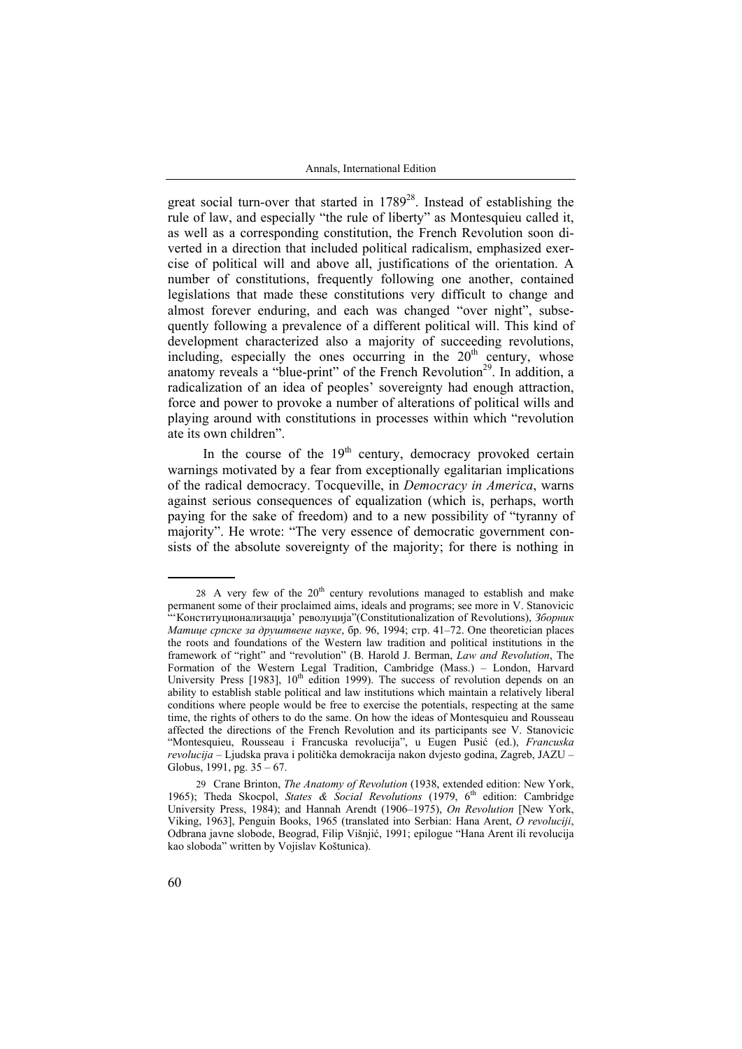great social turn-over that started in 1789[28]. Instead of establishing the rule of law, and especially "the rule of liberty" as Montesquieu called it, as well as a corresponding constitution, the French Revolution soon diverted in a direction that included political radicalism, emphasized exercise of political will and above all, justifications of the orientation. A number of constitutions, frequently following one another, contained legislations that made these constitutions very difficult to change and almost forever enduring, and each was changed "over night", subsequently following a prevalence of a different political will. This kind of development characterized also a majority of succeeding revolutions, including, especially the ones occurring in the 20th century, whose anatomy reveals a "blue-print" of the French Revolution[29]. In addition, a radicalization of an idea of peoples' sovereignty had enough attraction, force and power to provoke a number of alterations of political wills and playing around with constitutions in processes within which "revolution ate its own children".

In the course of the 19th century, democracy provoked certain warnings motivated by a fear from exceptionally egalitarian implications of the radical democracy. Tocqueville, in *Democracy in America*, warns against serious consequences of equalization (which is, perhaps, worth paying for the sake of freedom) and to a new possibility of "tyranny of majority". He wrote: "The very essence of democratic government consists of the absolute sovereignty of the majority; for there is nothing in

---

28 A very few of the 20th century revolutions managed to establish and make permanent some of their proclaimed aims, ideals and programs; see more in V. Stanovicic "'Конституционализација' револуција"(Constitutionalization of Revolutions), *Зборник Матице српске за друштвене науке*, бр. 96, 1994; стр. 41–72. One theoretician places the roots and foundations of the Western law tradition and political institutions in the framework of "right" and "revolution" (B. Harold J. Berman, *Law and Revolution*, The Formation of the Western Legal Tradition, Cambridge (Mass.) – London, Harvard University Press [1983], 10th edition 1999). The success of revolution depends on an ability to establish stable political and law institutions which maintain a relatively liberal conditions where people would be free to exercise the potentials, respecting at the same time, the rights of others to do the same. On how the ideas of Montesquieu and Rousseau affected the directions of the French Revolution and its participants see V. Stanovicic "Montesquieu, Rousseau i Francuska revolucija", u Eugen Pusić (ed.), *Francuska revolucija* – Ljudska prava i politička demokracija nakon dvjesto godina, Zagreb, JAZU – Globus, 1991, pg. 35 – 67.

29 Crane Brinton, *The Anatomy of Revolution* (1938, extended edition: New York, 1965); Theda Skocpol, *States & Social Revolutions* (1979, 6th edition: Cambridge University Press, 1984); and Hannah Arendt (1906–1975), *On Revolution* [New York, Viking, 1963], Penguin Books, 1965 (translated into Serbian: Hana Arent, *O revoluciji*, Odbrana javne slobode, Beograd, Filip Višnjić, 1991; epilogue "Hana Arent ili revolucija kao sloboda" written by Vojislav Koštunica).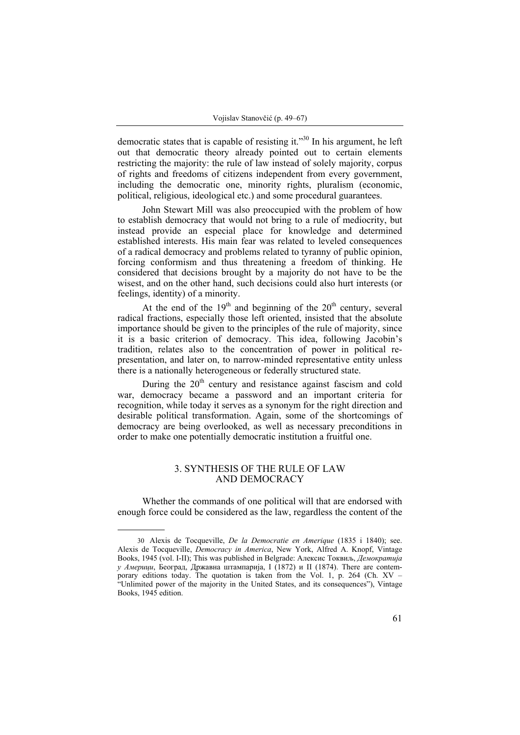democratic states that is capable of resisting it."[30] In his argument, he left out that democratic theory already pointed out to certain elements restricting the majority: the rule of law instead of solely majority, corpus of rights and freedoms of citizens independent from every government, including the democratic one, minority rights, pluralism (economic, political, religious, ideological etc.) and some procedural guarantees.

John Stewart Mill was also preoccupied with the problem of how to establish democracy that would not bring to a rule of mediocrity, but instead provide an especial place for knowledge and determined established interests. His main fear was related to leveled consequences of a radical democracy and problems related to tyranny of public opinion, forcing conformism and thus threatening a freedom of thinking. He considered that decisions brought by a majority do not have to be the wisest, and on the other hand, such decisions could also hurt interests (or feelings, identity) of a minority.

At the end of the 19th and beginning of the 20th century, several radical fractions, especially those left oriented, insisted that the absolute importance should be given to the principles of the rule of majority, since it is a basic criterion of democracy. This idea, following Jacobin's tradition, relates also to the concentration of power in political re-presentation, and later on, to narrow-minded representative entity unless there is a nationally heterogeneous or federally structured state.

During the 20th century and resistance against fascism and cold war, democracy became a password and an important criteria for recognition, while today it serves as a synonym for the right direction and desirable political transformation. Again, some of the shortcomings of democracy are being overlooked, as well as necessary preconditions in order to make one potentially democratic institution a fruitful one.

## 3. SYNTHESIS OF THE RULE OF LAW AND DEMOCRACY

Whether the commands of one political will that are endorsed with enough force could be considered as the law, regardless the content of the

---

30 Alexis de Tocqueville, *De la Democratie en Amerique* (1835 i 1840); see. Alexis de Tocqueville, *Democracy in America*, New York, Alfred A. Knopf, Vintage Books, 1945 (vol. I-II); This was published in Belgrade: Алексис Токвиљ, *Демократија у Америци*, Београд, Државна штампарија, I (1872) и II (1874). There are contemporary editions today. The quotation is taken from the Vol. 1, p. 264 (Ch. XV – "Unlimited power of the majority in the United States, and its consequences"), Vintage Books, 1945 edition.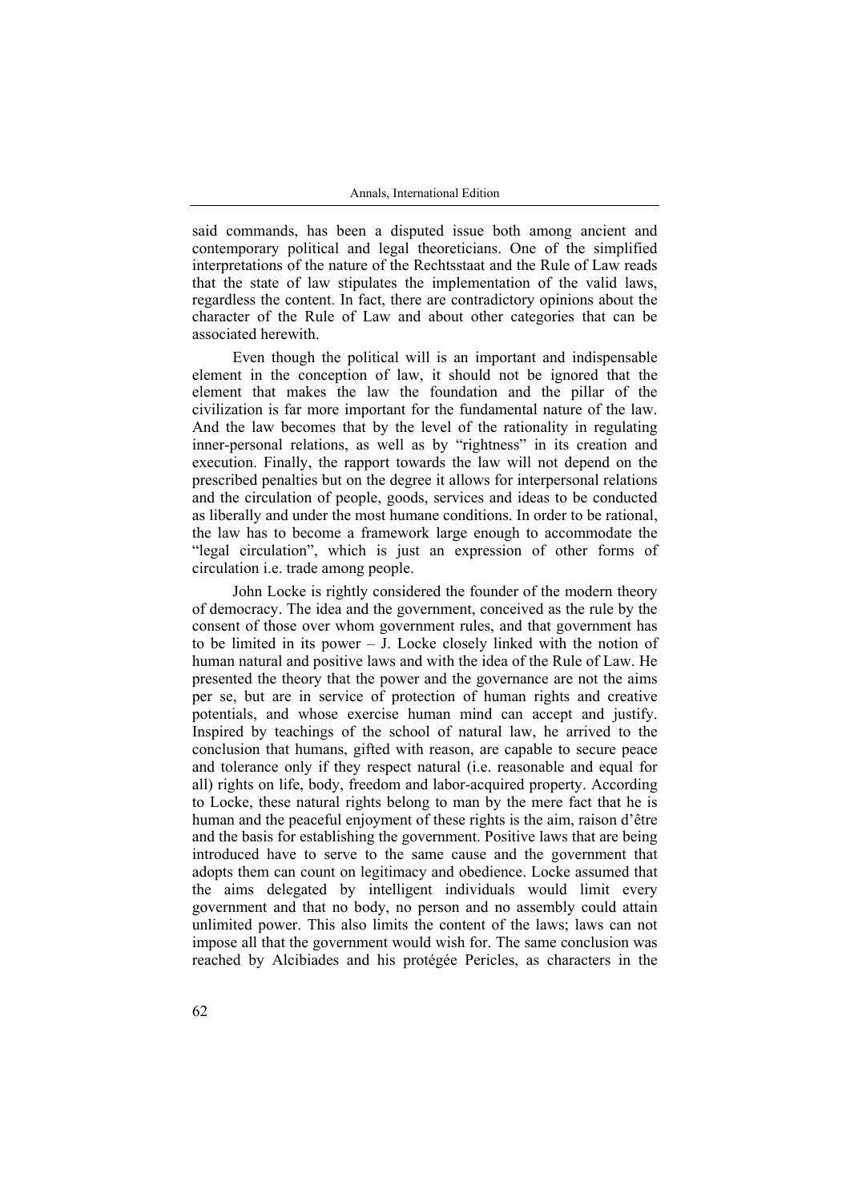said commands, has been a disputed issue both among ancient and contemporary political and legal theoreticians. One of the simplified interpretations of the nature of the Rechtsstaat and the Rule of Law reads that the state of law stipulates the implementation of the valid laws, regardless the content. In fact, there are contradictory opinions about the character of the Rule of Law and about other categories that can be associated herewith.

Even though the political will is an important and indispensable element in the conception of law, it should not be ignored that the element that makes the law the foundation and the pillar of the civilization is far more important for the fundamental nature of the law. And the law becomes that by the level of the rationality in regulating inner-personal relations, as well as by "rightness" in its creation and execution. Finally, the rapport towards the law will not depend on the prescribed penalties but on the degree it allows for interpersonal relations and the circulation of people, goods, services and ideas to be conducted as liberally and under the most humane conditions. In order to be rational, the law has to become a framework large enough to accommodate the "legal circulation", which is just an expression of other forms of circulation i.e. trade among people.

John Locke is rightly considered the founder of the modern theory of democracy. The idea and the government, conceived as the rule by the consent of those over whom government rules, and that government has to be limited in its power – J. Locke closely linked with the notion of human natural and positive laws and with the idea of the Rule of Law. He presented the theory that the power and the governance are not the aims per se, but are in service of protection of human rights and creative potentials, and whose exercise human mind can accept and justify. Inspired by teachings of the school of natural law, he arrived to the conclusion that humans, gifted with reason, are capable to secure peace and tolerance only if they respect natural (i.e. reasonable and equal for all) rights on life, body, freedom and labor-acquired property. According to Locke, these natural rights belong to man by the mere fact that he is human and the peaceful enjoyment of these rights is the aim, raison d'être and the basis for establishing the government. Positive laws that are being introduced have to serve to the same cause and the government that adopts them can count on legitimacy and obedience. Locke assumed that the aims delegated by intelligent individuals would limit every government and that no body, no person and no assembly could attain unlimited power. This also limits the content of the laws; laws can not impose all that the government would wish for. The same conclusion was reached by Alcibiades and his protégée Pericles, as characters in the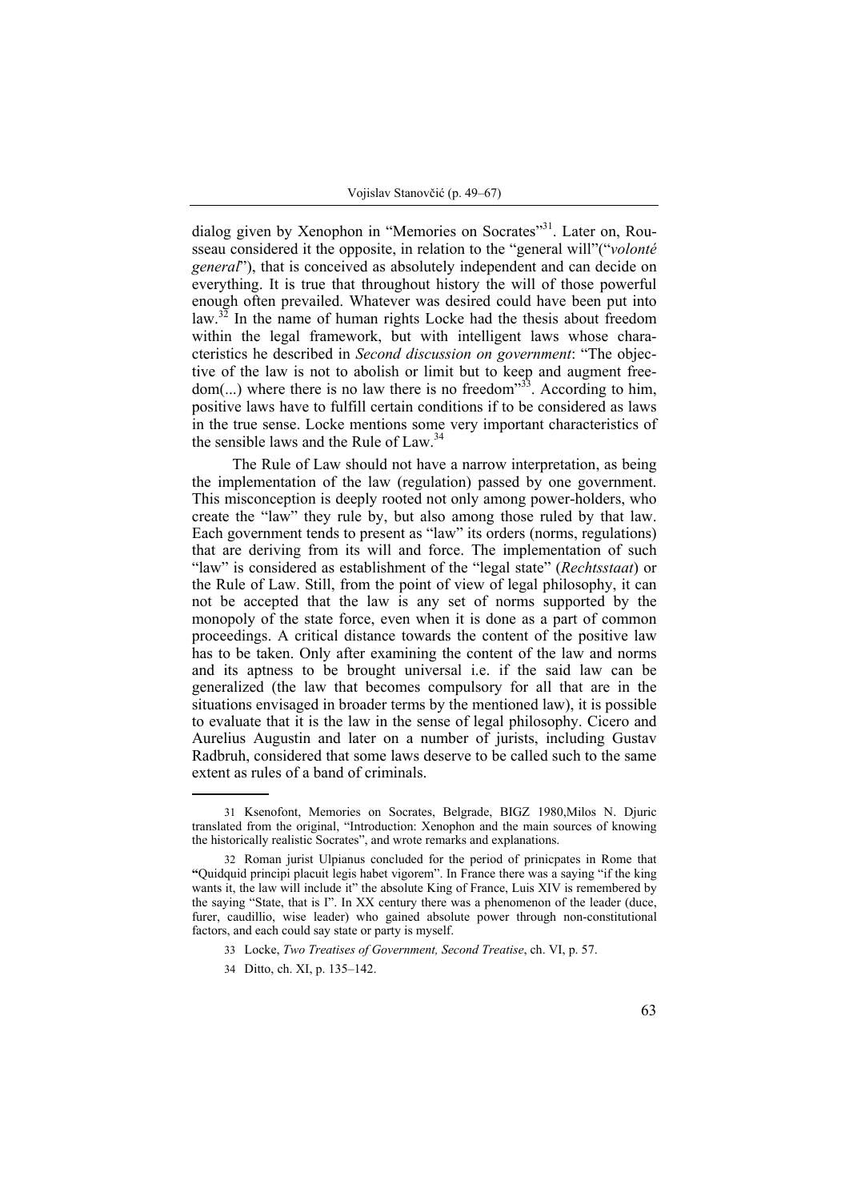dialog given by Xenophon in "Memories on Socrates"[31]. Later on, Rousseau considered it the opposite, in relation to the "general will"("*volonté general*"), that is conceived as absolutely independent and can decide on everything. It is true that throughout history the will of those powerful enough often prevailed. Whatever was desired could have been put into law.[32] In the name of human rights Locke had the thesis about freedom within the legal framework, but with intelligent laws whose characteristics he described in *Second discussion on government*: "The objective of the law is not to abolish or limit but to keep and augment freedom(...) where there is no law there is no freedom"[33]. According to him, positive laws have to fulfill certain conditions if to be considered as laws in the true sense. Locke mentions some very important characteristics of the sensible laws and the Rule of Law.[34]

The Rule of Law should not have a narrow interpretation, as being the implementation of the law (regulation) passed by one government. This misconception is deeply rooted not only among power-holders, who create the "law" they rule by, but also among those ruled by that law. Each government tends to present as "law" its orders (norms, regulations) that are deriving from its will and force. The implementation of such "law" is considered as establishment of the "legal state" (*Rechtsstaat*) or the Rule of Law. Still, from the point of view of legal philosophy, it can not be accepted that the law is any set of norms supported by the monopoly of the state force, even when it is done as a part of common proceedings. A critical distance towards the content of the positive law has to be taken. Only after examining the content of the law and norms and its aptness to be brought universal i.e. if the said law can be generalized (the law that becomes compulsory for all that are in the situations envisaged in broader terms by the mentioned law), it is possible to evaluate that it is the law in the sense of legal philosophy. Cicero and Aurelius Augustin and later on a number of jurists, including Gustav Radbruh, considered that some laws deserve to be called such to the same extent as rules of a band of criminals.

---

31 Ksenofont, Memories on Socrates, Belgrade, BIGZ 1980,Milos N. Djuric translated from the original, "Introduction: Xenophon and the main sources of knowing the historically realistic Socrates", and wrote remarks and explanations.

32 Roman jurist Ulpianus concluded for the period of prinicpates in Rome that "Quidquid principi placuit legis habet vigorem". In France there was a saying "if the king wants it, the law will include it" the absolute King of France, Luis XIV is remembered by the saying "State, that is I". In XX century there was a phenomenon of the leader (duce, furer, caudillio, wise leader) who gained absolute power through non-constitutional factors, and each could say state or party is myself.

33 Locke, *Two Treatises of Government, Second Treatise*, ch. VI, p. 57.

34 Ditto, ch. XI, p. 135–142.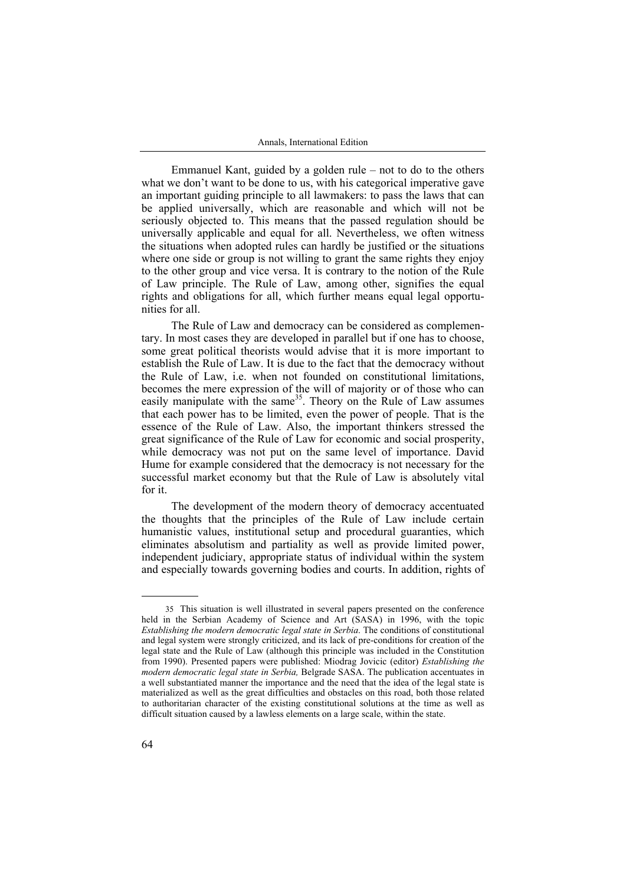Emmanuel Kant, guided by a golden rule – not to do to the others what we don't want to be done to us, with his categorical imperative gave an important guiding principle to all lawmakers: to pass the laws that can be applied universally, which are reasonable and which will not be seriously objected to. This means that the passed regulation should be universally applicable and equal for all. Nevertheless, we often witness the situations when adopted rules can hardly be justified or the situations where one side or group is not willing to grant the same rights they enjoy to the other group and vice versa. It is contrary to the notion of the Rule of Law principle. The Rule of Law, among other, signifies the equal rights and obligations for all, which further means equal legal opportunities for all.

The Rule of Law and democracy can be considered as complementary. In most cases they are developed in parallel but if one has to choose, some great political theorists would advise that it is more important to establish the Rule of Law. It is due to the fact that the democracy without the Rule of Law, i.e. when not founded on constitutional limitations, becomes the mere expression of the will of majority or of those who can easily manipulate with the same[35]. Theory on the Rule of Law assumes that each power has to be limited, even the power of people. That is the essence of the Rule of Law. Also, the important thinkers stressed the great significance of the Rule of Law for economic and social prosperity, while democracy was not put on the same level of importance. David Hume for example considered that the democracy is not necessary for the successful market economy but that the Rule of Law is absolutely vital for it.

The development of the modern theory of democracy accentuated the thoughts that the principles of the Rule of Law include certain humanistic values, institutional setup and procedural guaranties, which eliminates absolutism and partiality as well as provide limited power, independent judiciary, appropriate status of individual within the system and especially towards governing bodies and courts. In addition, rights of

---

35 This situation is well illustrated in several papers presented on the conference held in the Serbian Academy of Science and Art (SASA) in 1996, with the topic *Establishing the modern democratic legal state in Serbia*. The conditions of constitutional and legal system were strongly criticized, and its lack of pre-conditions for creation of the legal state and the Rule of Law (although this principle was included in the Constitution from 1990). Presented papers were published: Miodrag Jovicic (editor) *Establishing the modern democratic legal state in Serbia,* Belgrade SASA. The publication accentuates in a well substantiated manner the importance and the need that the idea of the legal state is materialized as well as the great difficulties and obstacles on this road, both those related to authoritarian character of the existing constitutional solutions at the time as well as difficult situation caused by a lawless elements on a large scale, within the state.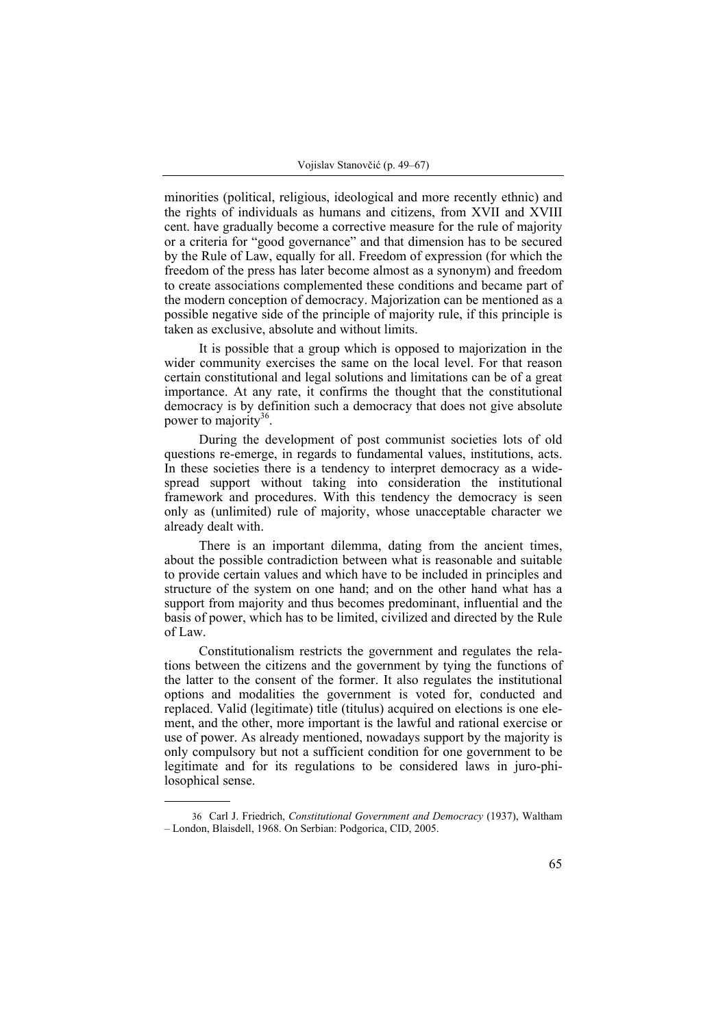minorities (political, religious, ideological and more recently ethnic) and the rights of individuals as humans and citizens, from XVII and XVIII cent. have gradually become a corrective measure for the rule of majority or a criteria for "good governance" and that dimension has to be secured by the Rule of Law, equally for all. Freedom of expression (for which the freedom of the press has later become almost as a synonym) and freedom to create associations complemented these conditions and became part of the modern conception of democracy. Majorization can be mentioned as a possible negative side of the principle of majority rule, if this principle is taken as exclusive, absolute and without limits.

It is possible that a group which is opposed to majorization in the wider community exercises the same on the local level. For that reason certain constitutional and legal solutions and limitations can be of a great importance. At any rate, it confirms the thought that the constitutional democracy is by definition such a democracy that does not give absolute power to majority[36].

During the development of post communist societies lots of old questions re-emerge, in regards to fundamental values, institutions, acts. In these societies there is a tendency to interpret democracy as a wide-spread support without taking into consideration the institutional framework and procedures. With this tendency the democracy is seen only as (unlimited) rule of majority, whose unacceptable character we already dealt with.

There is an important dilemma, dating from the ancient times, about the possible contradiction between what is reasonable and suitable to provide certain values and which have to be included in principles and structure of the system on one hand; and on the other hand what has a support from majority and thus becomes predominant, influential and the basis of power, which has to be limited, civilized and directed by the Rule of Law.

Constitutionalism restricts the government and regulates the relations between the citizens and the government by tying the functions of the latter to the consent of the former. It also regulates the institutional options and modalities the government is voted for, conducted and replaced. Valid (legitimate) title (titulus) acquired on elections is one element, and the other, more important is the lawful and rational exercise or use of power. As already mentioned, nowadays support by the majority is only compulsory but not a sufficient condition for one government to be legitimate and for its regulations to be considered laws in juro-philosophical sense.

---

36 Carl J. Friedrich, *Constitutional Government and Democracy* (1937), Waltham – London, Blaisdell, 1968. On Serbian: Podgorica, CID, 2005.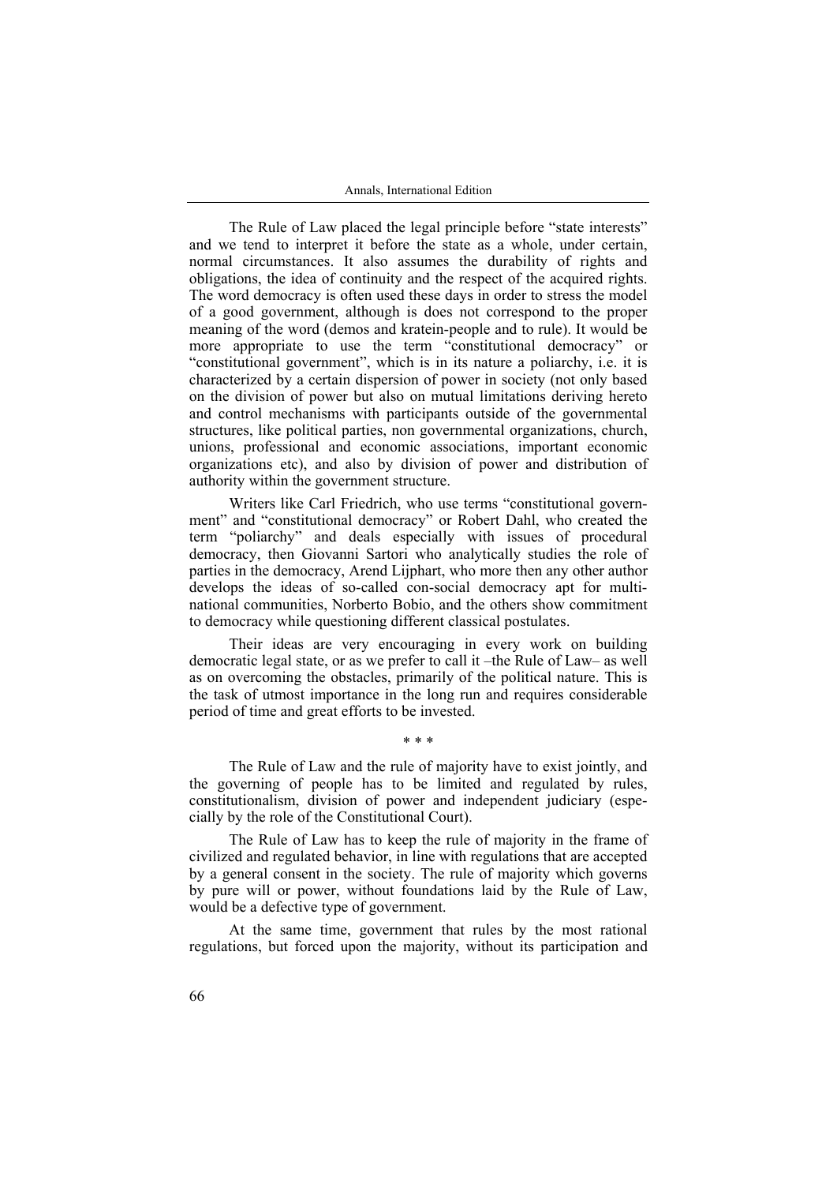The Rule of Law placed the legal principle before "state interests" and we tend to interpret it before the state as a whole, under certain, normal circumstances. It also assumes the durability of rights and obligations, the idea of continuity and the respect of the acquired rights. The word democracy is often used these days in order to stress the model of a good government, although is does not correspond to the proper meaning of the word (demos and kratein-people and to rule). It would be more appropriate to use the term "constitutional democracy" or "constitutional government", which is in its nature a poliarchy, i.e. it is characterized by a certain dispersion of power in society (not only based on the division of power but also on mutual limitations deriving hereto and control mechanisms with participants outside of the governmental structures, like political parties, non governmental organizations, church, unions, professional and economic associations, important economic organizations etc), and also by division of power and distribution of authority within the government structure.

Writers like Carl Friedrich, who use terms "constitutional government" and "constitutional democracy" or Robert Dahl, who created the term "poliarchy" and deals especially with issues of procedural democracy, then Giovanni Sartori who analytically studies the role of parties in the democracy, Arend Lijphart, who more then any other author develops the ideas of so-called con-social democracy apt for multinational communities, Norberto Bobio, and the others show commitment to democracy while questioning different classical postulates.

Their ideas are very encouraging in every work on building democratic legal state, or as we prefer to call it –the Rule of Law– as well as on overcoming the obstacles, primarily of the political nature. This is the task of utmost importance in the long run and requires considerable period of time and great efforts to be invested.

\* \* \*

The Rule of Law and the rule of majority have to exist jointly, and the governing of people has to be limited and regulated by rules, constitutionalism, division of power and independent judiciary (especially by the role of the Constitutional Court).

The Rule of Law has to keep the rule of majority in the frame of civilized and regulated behavior, in line with regulations that are accepted by a general consent in the society. The rule of majority which governs by pure will or power, without foundations laid by the Rule of Law, would be a defective type of government.

At the same time, government that rules by the most rational regulations, but forced upon the majority, without its participation and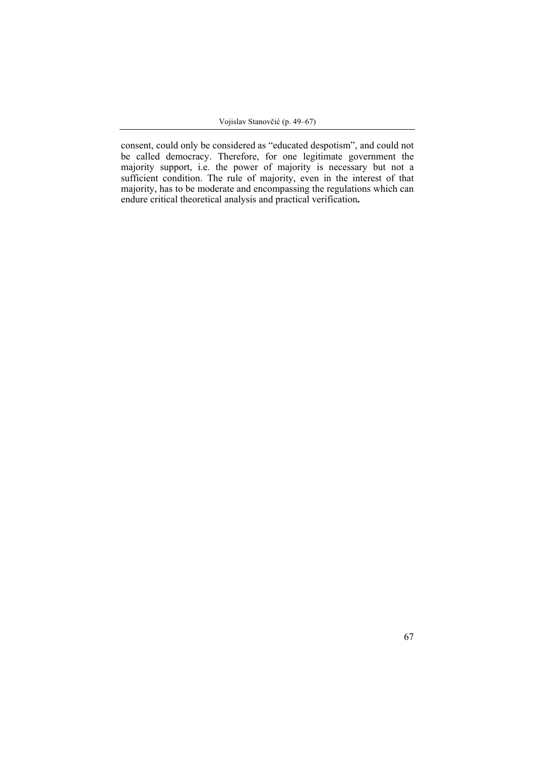consent, could only be considered as "educated despotism", and could not be called democracy. Therefore, for one legitimate government the majority support, i.e. the power of majority is necessary but not a sufficient condition. The rule of majority, even in the interest of that majority, has to be moderate and encompassing the regulations which can endure critical theoretical analysis and practical verification**.**